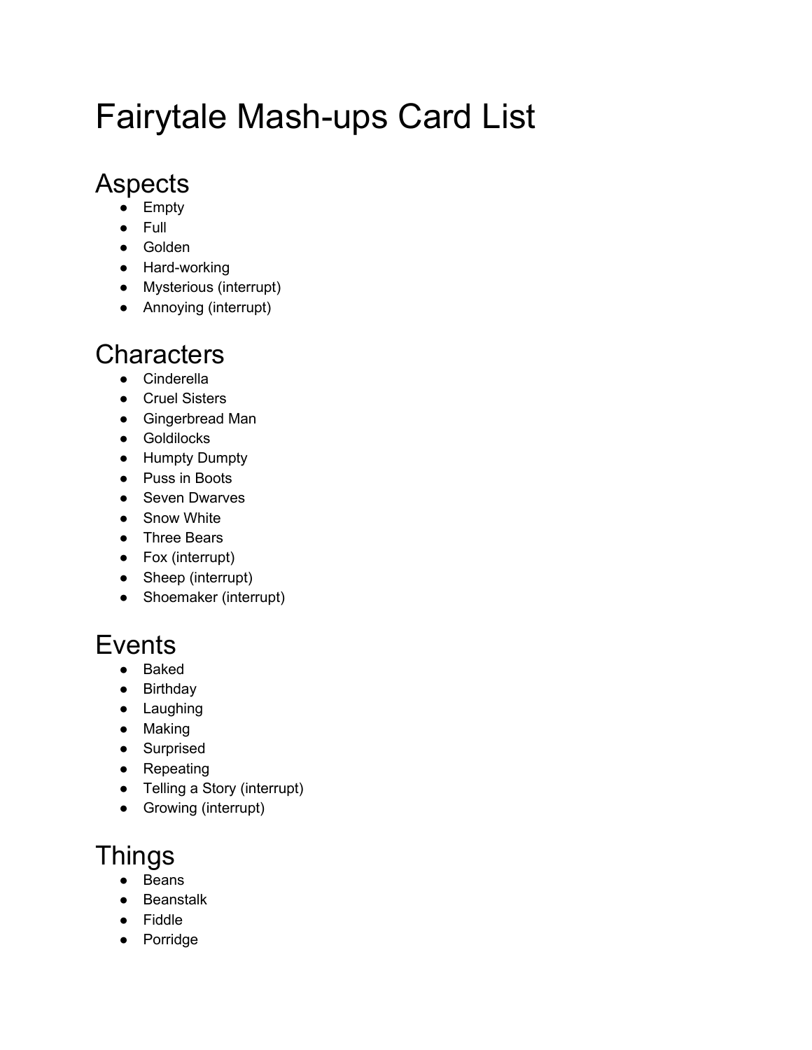# Fairytale Mash-ups Card List

## Aspects

- Empty
- Full
- Golden
- Hard-working
- Mysterious (interrupt)
- Annoying (interrupt)

## Characters

- Cinderella
- Cruel Sisters
- Gingerbread Man
- Goldilocks
- Humpty Dumpty
- Puss in Boots
- Seven Dwarves
- Snow White
- Three Bears
- Fox (interrupt)
- Sheep (interrupt)
- Shoemaker (interrupt)

## Events

- Baked
- Birthday
- Laughing
- Making
- Surprised
- Repeating
- Telling a Story (interrupt)
- Growing (interrupt)

## Things

- Beans
- Beanstalk
- Fiddle
- Porridge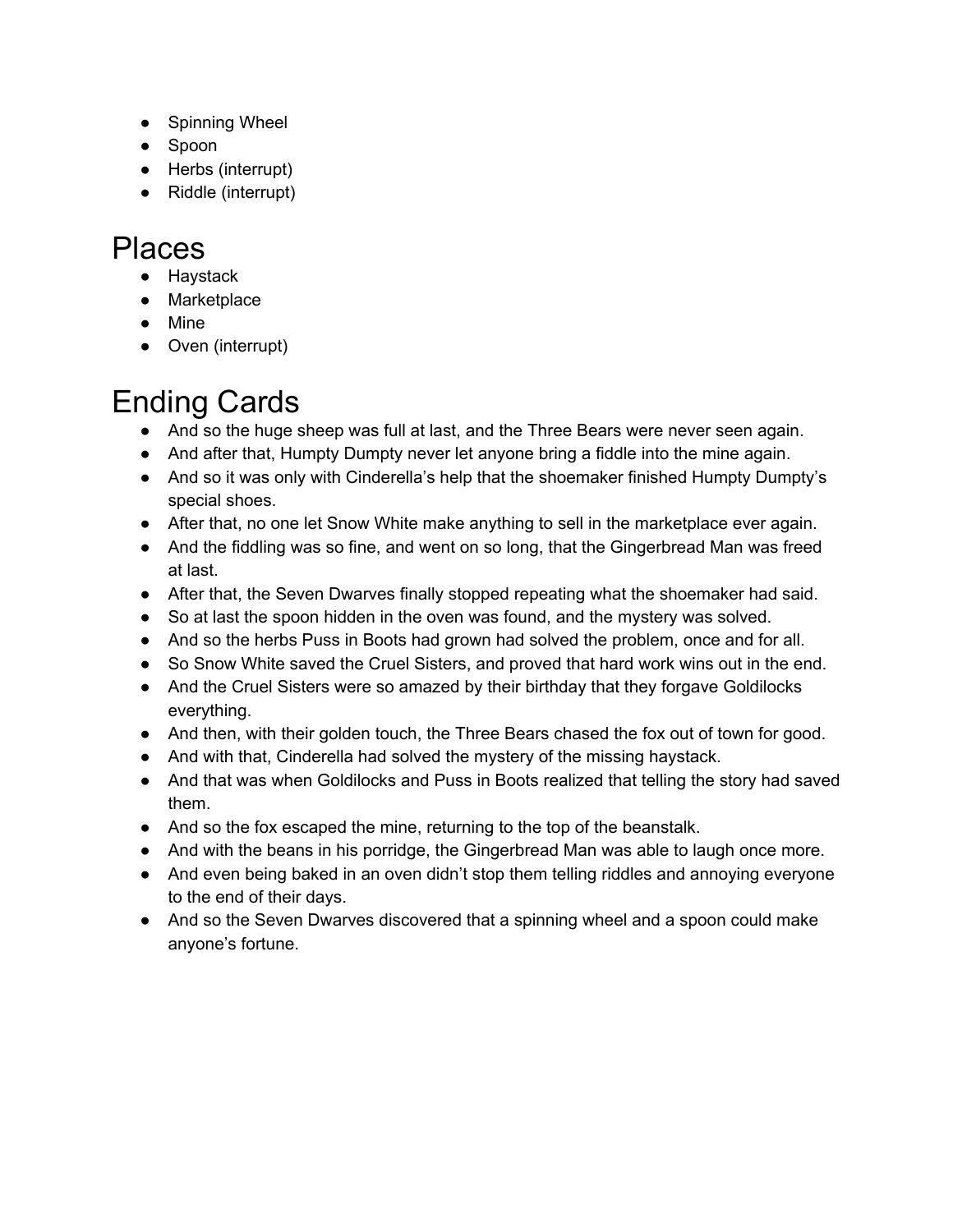- Spinning Wheel
- Spoon
- Herbs (interrupt)
- Riddle (interrupt)

# Places

- Haystack
- Marketplace
- Mine
- Oven (interrupt)

# Ending Cards

- And so the huge sheep was full at last, and the Three Bears were never seen again.
- And after that, Humpty Dumpty never let anyone bring a fiddle into the mine again.
- And so it was only with Cinderella's help that the shoemaker finished Humpty Dumpty's special shoes.
- After that, no one let Snow White make anything to sell in the marketplace ever again.
- And the fiddling was so fine, and went on so long, that the Gingerbread Man was freed at last.
- After that, the Seven Dwarves finally stopped repeating what the shoemaker had said.
- So at last the spoon hidden in the oven was found, and the mystery was solved.
- And so the herbs Puss in Boots had grown had solved the problem, once and for all.
- So Snow White saved the Cruel Sisters, and proved that hard work wins out in the end.
- And the Cruel Sisters were so amazed by their birthday that they forgave Goldilocks everything.
- And then, with their golden touch, the Three Bears chased the fox out of town for good.
- And with that, Cinderella had solved the mystery of the missing haystack.
- And that was when Goldilocks and Puss in Boots realized that telling the story had saved them.
- And so the fox escaped the mine, returning to the top of the beanstalk.
- And with the beans in his porridge, the Gingerbread Man was able to laugh once more.
- And even being baked in an oven didn't stop them telling riddles and annoying everyone to the end of their days.
- And so the Seven Dwarves discovered that a spinning wheel and a spoon could make anyone's fortune.